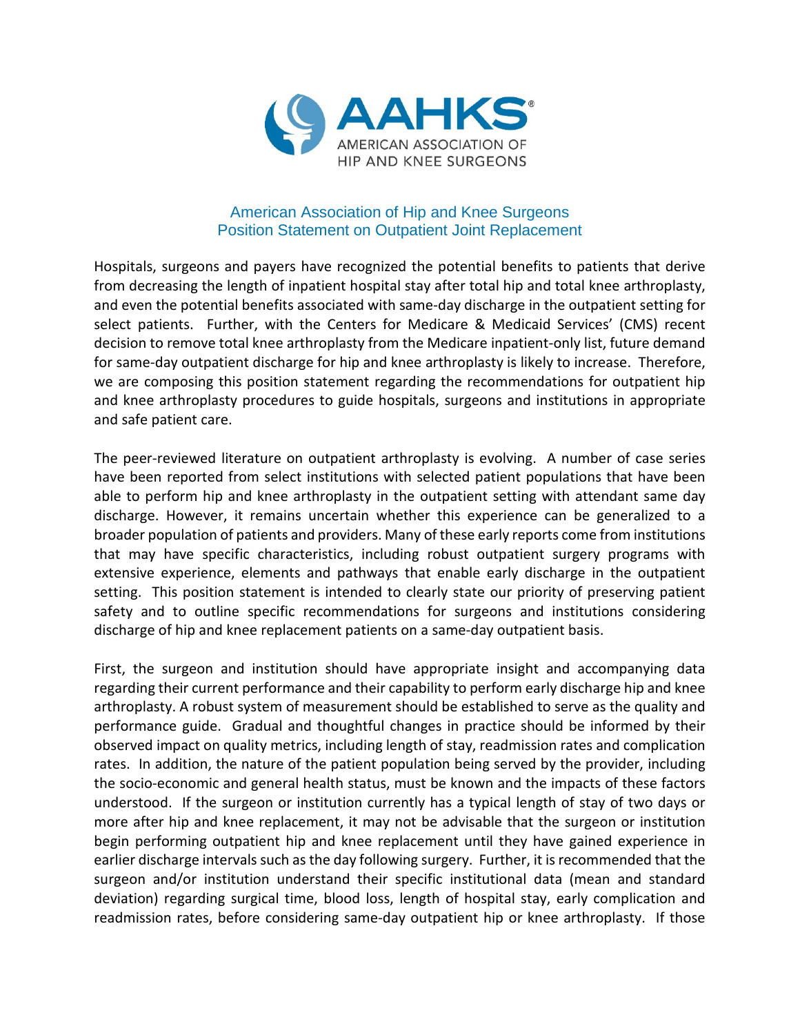AAHKS®
AMERICAN ASSOCIATION OF
HIP AND KNEE SURGEONS

# American Association of Hip and Knee Surgeons
# Position Statement on Outpatient Joint Replacement

Hospitals, surgeons and payers have recognized the potential benefits to patients that derive from decreasing the length of inpatient hospital stay after total hip and total knee arthroplasty, and even the potential benefits associated with same-day discharge in the outpatient setting for select patients. Further, with the Centers for Medicare & Medicaid Services' (CMS) recent decision to remove total knee arthroplasty from the Medicare inpatient-only list, future demand for same-day outpatient discharge for hip and knee arthroplasty is likely to increase. Therefore, we are composing this position statement regarding the recommendations for outpatient hip and knee arthroplasty procedures to guide hospitals, surgeons and institutions in appropriate and safe patient care.

The peer-reviewed literature on outpatient arthroplasty is evolving. A number of case series have been reported from select institutions with selected patient populations that have been able to perform hip and knee arthroplasty in the outpatient setting with attendant same day discharge. However, it remains uncertain whether this experience can be generalized to a broader population of patients and providers. Many of these early reports come from institutions that may have specific characteristics, including robust outpatient surgery programs with extensive experience, elements and pathways that enable early discharge in the outpatient setting. This position statement is intended to clearly state our priority of preserving patient safety and to outline specific recommendations for surgeons and institutions considering discharge of hip and knee replacement patients on a same-day outpatient basis.

First, the surgeon and institution should have appropriate insight and accompanying data regarding their current performance and their capability to perform early discharge hip and knee arthroplasty. A robust system of measurement should be established to serve as the quality and performance guide. Gradual and thoughtful changes in practice should be informed by their observed impact on quality metrics, including length of stay, readmission rates and complication rates. In addition, the nature of the patient population being served by the provider, including the socio-economic and general health status, must be known and the impacts of these factors understood. If the surgeon or institution currently has a typical length of stay of two days or more after hip and knee replacement, it may not be advisable that the surgeon or institution begin performing outpatient hip and knee replacement until they have gained experience in earlier discharge intervals such as the day following surgery. Further, it is recommended that the surgeon and/or institution understand their specific institutional data (mean and standard deviation) regarding surgical time, blood loss, length of hospital stay, early complication and readmission rates, before considering same-day outpatient hip or knee arthroplasty. If those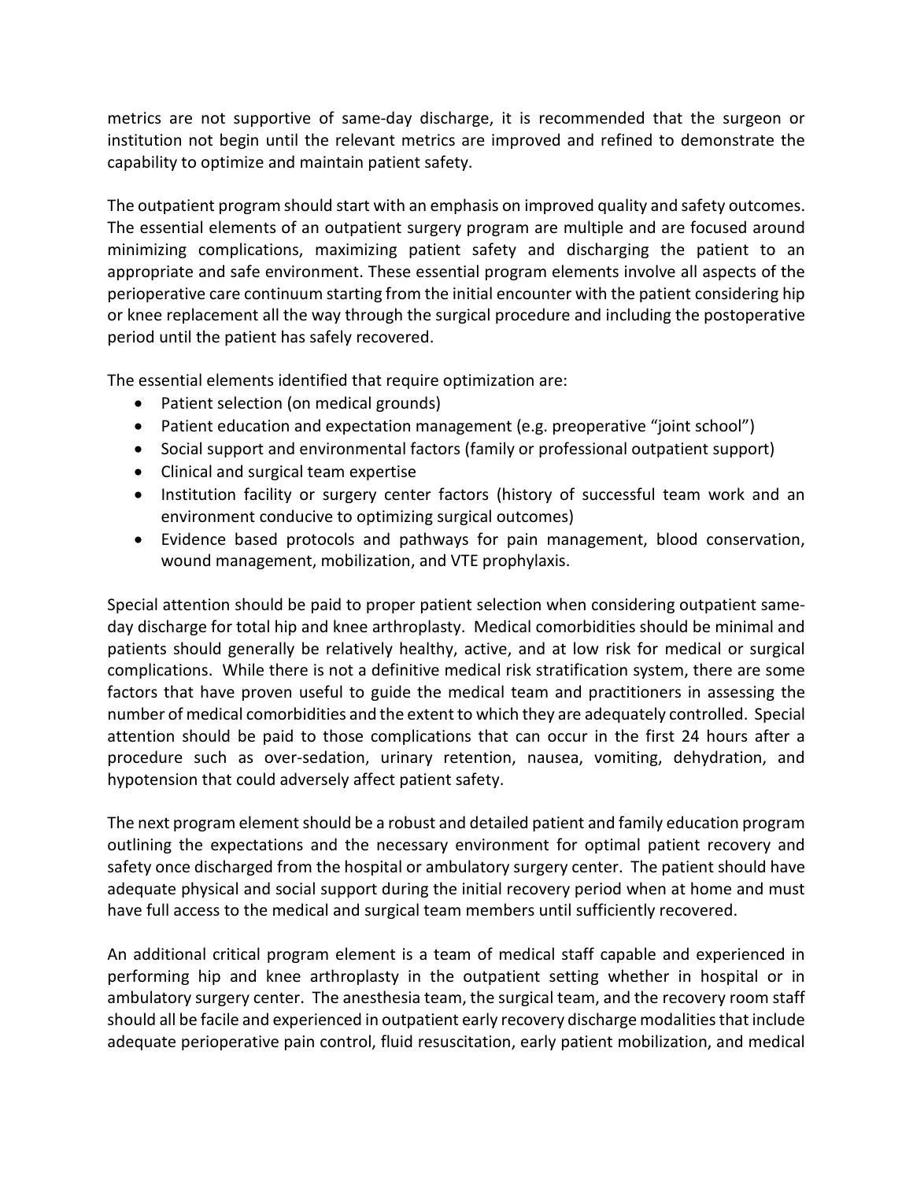metrics are not supportive of same-day discharge, it is recommended that the surgeon or institution not begin until the relevant metrics are improved and refined to demonstrate the capability to optimize and maintain patient safety.

The outpatient program should start with an emphasis on improved quality and safety outcomes. The essential elements of an outpatient surgery program are multiple and are focused around minimizing complications, maximizing patient safety and discharging the patient to an appropriate and safe environment. These essential program elements involve all aspects of the perioperative care continuum starting from the initial encounter with the patient considering hip or knee replacement all the way through the surgical procedure and including the postoperative period until the patient has safely recovered.

The essential elements identified that require optimization are:

- Patient selection (on medical grounds)
- Patient education and expectation management (e.g. preoperative "joint school")
- Social support and environmental factors (family or professional outpatient support)
- Clinical and surgical team expertise
- Institution facility or surgery center factors (history of successful team work and an environment conducive to optimizing surgical outcomes)
- Evidence based protocols and pathways for pain management, blood conservation, wound management, mobilization, and VTE prophylaxis.

Special attention should be paid to proper patient selection when considering outpatient same-day discharge for total hip and knee arthroplasty. Medical comorbidities should be minimal and patients should generally be relatively healthy, active, and at low risk for medical or surgical complications. While there is not a definitive medical risk stratification system, there are some factors that have proven useful to guide the medical team and practitioners in assessing the number of medical comorbidities and the extent to which they are adequately controlled. Special attention should be paid to those complications that can occur in the first 24 hours after a procedure such as over-sedation, urinary retention, nausea, vomiting, dehydration, and hypotension that could adversely affect patient safety.

The next program element should be a robust and detailed patient and family education program outlining the expectations and the necessary environment for optimal patient recovery and safety once discharged from the hospital or ambulatory surgery center. The patient should have adequate physical and social support during the initial recovery period when at home and must have full access to the medical and surgical team members until sufficiently recovered.

An additional critical program element is a team of medical staff capable and experienced in performing hip and knee arthroplasty in the outpatient setting whether in hospital or in ambulatory surgery center. The anesthesia team, the surgical team, and the recovery room staff should all be facile and experienced in outpatient early recovery discharge modalities that include adequate perioperative pain control, fluid resuscitation, early patient mobilization, and medical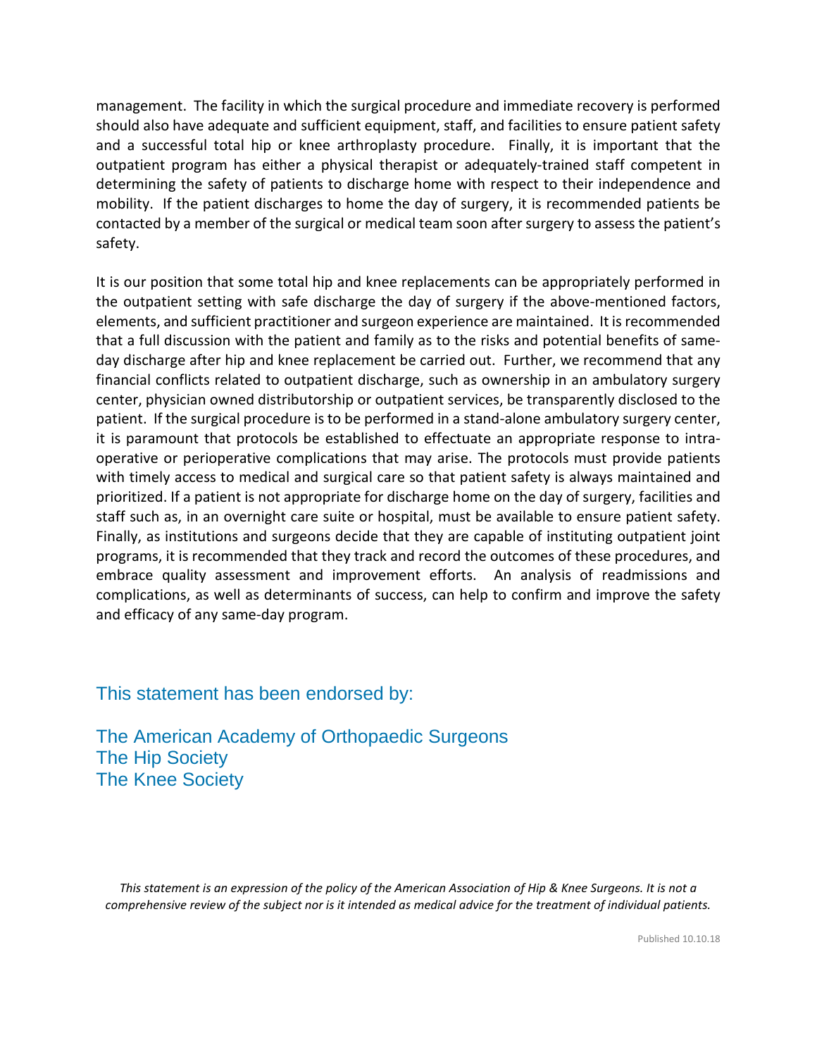management. The facility in which the surgical procedure and immediate recovery is performed should also have adequate and sufficient equipment, staff, and facilities to ensure patient safety and a successful total hip or knee arthroplasty procedure. Finally, it is important that the outpatient program has either a physical therapist or adequately-trained staff competent in determining the safety of patients to discharge home with respect to their independence and mobility. If the patient discharges to home the day of surgery, it is recommended patients be contacted by a member of the surgical or medical team soon after surgery to assess the patient's safety.

It is our position that some total hip and knee replacements can be appropriately performed in the outpatient setting with safe discharge the day of surgery if the above-mentioned factors, elements, and sufficient practitioner and surgeon experience are maintained. It is recommended that a full discussion with the patient and family as to the risks and potential benefits of same-day discharge after hip and knee replacement be carried out. Further, we recommend that any financial conflicts related to outpatient discharge, such as ownership in an ambulatory surgery center, physician owned distributorship or outpatient services, be transparently disclosed to the patient. If the surgical procedure is to be performed in a stand-alone ambulatory surgery center, it is paramount that protocols be established to effectuate an appropriate response to intra-operative or perioperative complications that may arise. The protocols must provide patients with timely access to medical and surgical care so that patient safety is always maintained and prioritized. If a patient is not appropriate for discharge home on the day of surgery, facilities and staff such as, in an overnight care suite or hospital, must be available to ensure patient safety. Finally, as institutions and surgeons decide that they are capable of instituting outpatient joint programs, it is recommended that they track and record the outcomes of these procedures, and embrace quality assessment and improvement efforts. An analysis of readmissions and complications, as well as determinants of success, can help to confirm and improve the safety and efficacy of any same-day program.

## This statement has been endorsed by:

The American Academy of Orthopaedic Surgeons
The Hip Society
The Knee Society

*This statement is an expression of the policy of the American Association of Hip & Knee Surgeons. It is not a comprehensive review of the subject nor is it intended as medical advice for the treatment of individual patients.*

Published 10.10.18